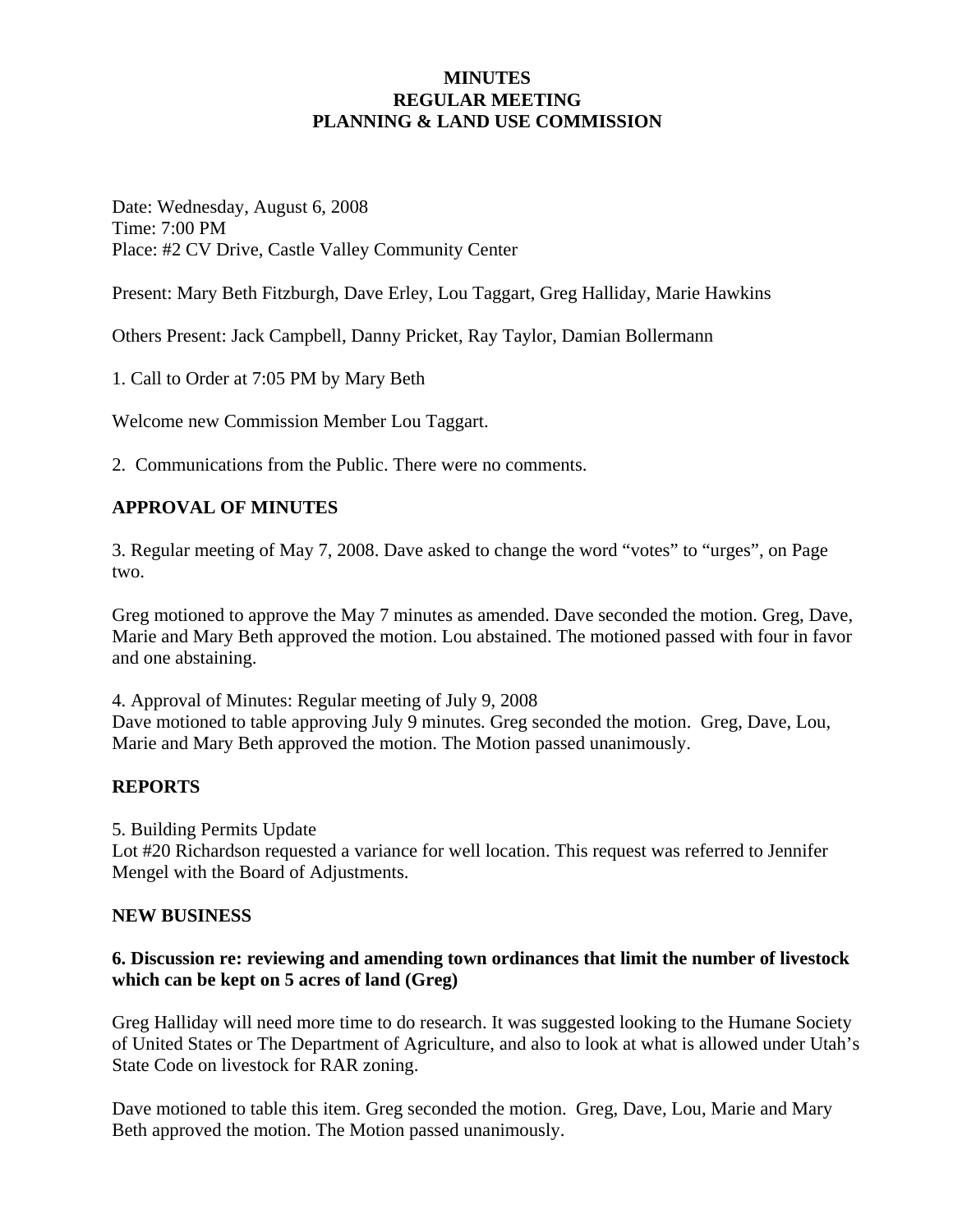**MINUTES**
**REGULAR MEETING**
**PLANNING & LAND USE COMMISSION**

Date: Wednesday, August 6, 2008
Time: 7:00 PM
Place: #2 CV Drive, Castle Valley Community Center

Present: Mary Beth Fitzburgh, Dave Erley, Lou Taggart, Greg Halliday, Marie Hawkins

Others Present: Jack Campbell, Danny Pricket, Ray Taylor, Damian Bollermann

1. Call to Order at 7:05 PM by Mary Beth

Welcome new Commission Member Lou Taggart.

2. Communications from the Public. There were no comments.

**APPROVAL OF MINUTES**

3. Regular meeting of May 7, 2008. Dave asked to change the word "votes" to "urges", on Page two.

Greg motioned to approve the May 7 minutes as amended. Dave seconded the motion. Greg, Dave, Marie and Mary Beth approved the motion. Lou abstained. The motioned passed with four in favor and one abstaining.

4. Approval of Minutes: Regular meeting of July 9, 2008
Dave motioned to table approving July 9 minutes. Greg seconded the motion. Greg, Dave, Lou, Marie and Mary Beth approved the motion. The Motion passed unanimously.

**REPORTS**

5. Building Permits Update
Lot #20 Richardson requested a variance for well location. This request was referred to Jennifer Mengel with the Board of Adjustments.

**NEW BUSINESS**

**6. Discussion re: reviewing and amending town ordinances that limit the number of livestock which can be kept on 5 acres of land (Greg)**

Greg Halliday will need more time to do research. It was suggested looking to the Humane Society of United States or The Department of Agriculture, and also to look at what is allowed under Utah's State Code on livestock for RAR zoning.

Dave motioned to table this item. Greg seconded the motion. Greg, Dave, Lou, Marie and Mary Beth approved the motion. The Motion passed unanimously.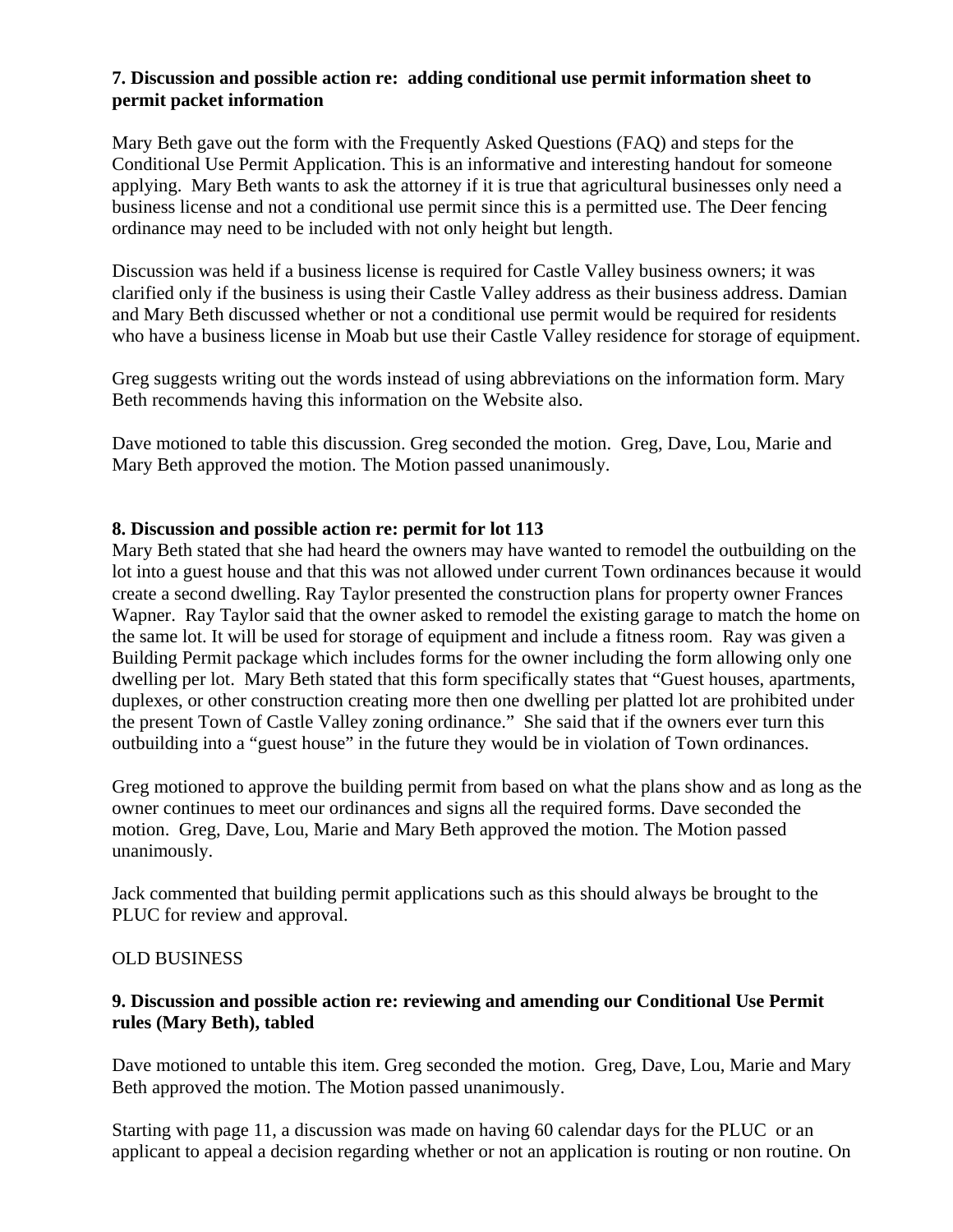**7. Discussion and possible action re: adding conditional use permit information sheet to permit packet information**

Mary Beth gave out the form with the Frequently Asked Questions (FAQ) and steps for the Conditional Use Permit Application. This is an informative and interesting handout for someone applying. Mary Beth wants to ask the attorney if it is true that agricultural businesses only need a business license and not a conditional use permit since this is a permitted use. The Deer fencing ordinance may need to be included with not only height but length.

Discussion was held if a business license is required for Castle Valley business owners; it was clarified only if the business is using their Castle Valley address as their business address. Damian and Mary Beth discussed whether or not a conditional use permit would be required for residents who have a business license in Moab but use their Castle Valley residence for storage of equipment.

Greg suggests writing out the words instead of using abbreviations on the information form. Mary Beth recommends having this information on the Website also.

Dave motioned to table this discussion. Greg seconded the motion. Greg, Dave, Lou, Marie and Mary Beth approved the motion. The Motion passed unanimously.

**8. Discussion and possible action re: permit for lot 113**

Mary Beth stated that she had heard the owners may have wanted to remodel the outbuilding on the lot into a guest house and that this was not allowed under current Town ordinances because it would create a second dwelling. Ray Taylor presented the construction plans for property owner Frances Wapner. Ray Taylor said that the owner asked to remodel the existing garage to match the home on the same lot. It will be used for storage of equipment and include a fitness room. Ray was given a Building Permit package which includes forms for the owner including the form allowing only one dwelling per lot. Mary Beth stated that this form specifically states that "Guest houses, apartments, duplexes, or other construction creating more then one dwelling per platted lot are prohibited under the present Town of Castle Valley zoning ordinance." She said that if the owners ever turn this outbuilding into a "guest house" in the future they would be in violation of Town ordinances.

Greg motioned to approve the building permit from based on what the plans show and as long as the owner continues to meet our ordinances and signs all the required forms. Dave seconded the motion. Greg, Dave, Lou, Marie and Mary Beth approved the motion. The Motion passed unanimously.

Jack commented that building permit applications such as this should always be brought to the PLUC for review and approval.

OLD BUSINESS

**9. Discussion and possible action re: reviewing and amending our Conditional Use Permit rules (Mary Beth), tabled**

Dave motioned to untable this item. Greg seconded the motion. Greg, Dave, Lou, Marie and Mary Beth approved the motion. The Motion passed unanimously.

Starting with page 11, a discussion was made on having 60 calendar days for the PLUC or an applicant to appeal a decision regarding whether or not an application is routing or non routine. On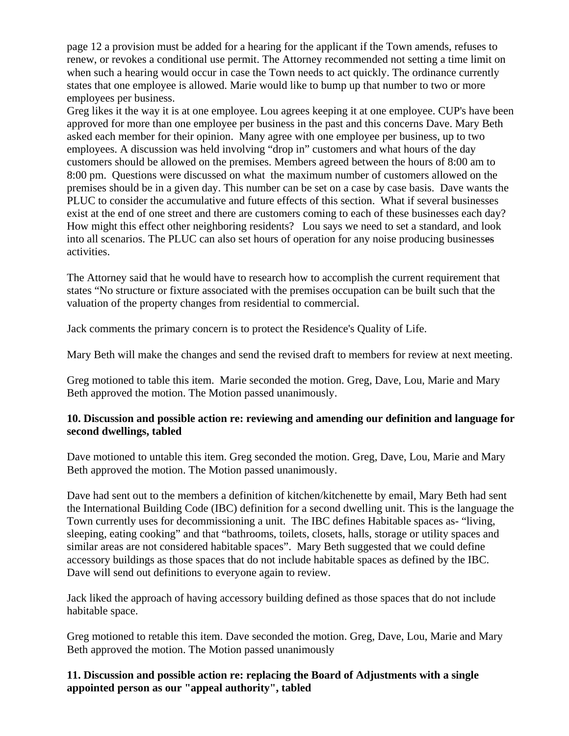page 12 a provision must be added for a hearing for the applicant if the Town amends, refuses to renew, or revokes a conditional use permit. The Attorney recommended not setting a time limit on when such a hearing would occur in case the Town needs to act quickly. The ordinance currently states that one employee is allowed. Marie would like to bump up that number to two or more employees per business.
Greg likes it the way it is at one employee. Lou agrees keeping it at one employee. CUP's have been approved for more than one employee per business in the past and this concerns Dave. Mary Beth asked each member for their opinion. Many agree with one employee per business, up to two employees. A discussion was held involving "drop in" customers and what hours of the day customers should be allowed on the premises. Members agreed between the hours of 8:00 am to 8:00 pm. Questions were discussed on what the maximum number of customers allowed on the premises should be in a given day. This number can be set on a case by case basis. Dave wants the PLUC to consider the accumulative and future effects of this section. What if several businesses exist at the end of one street and there are customers coming to each of these businesses each day? How might this effect other neighboring residents? Lou says we need to set a standard, and look into all scenarios. The PLUC can also set hours of operation for any noise producing businesses activities.

The Attorney said that he would have to research how to accomplish the current requirement that states "No structure or fixture associated with the premises occupation can be built such that the valuation of the property changes from residential to commercial.

Jack comments the primary concern is to protect the Residence's Quality of Life.

Mary Beth will make the changes and send the revised draft to members for review at next meeting.

Greg motioned to table this item. Marie seconded the motion. Greg, Dave, Lou, Marie and Mary Beth approved the motion. The Motion passed unanimously.

**10. Discussion and possible action re: reviewing and amending our definition and language for second dwellings, tabled**

Dave motioned to untable this item. Greg seconded the motion. Greg, Dave, Lou, Marie and Mary Beth approved the motion. The Motion passed unanimously.

Dave had sent out to the members a definition of kitchen/kitchenette by email, Mary Beth had sent the International Building Code (IBC) definition for a second dwelling unit. This is the language the Town currently uses for decommissioning a unit. The IBC defines Habitable spaces as- "living, sleeping, eating cooking" and that "bathrooms, toilets, closets, halls, storage or utility spaces and similar areas are not considered habitable spaces". Mary Beth suggested that we could define accessory buildings as those spaces that do not include habitable spaces as defined by the IBC. Dave will send out definitions to everyone again to review.

Jack liked the approach of having accessory building defined as those spaces that do not include habitable space.

Greg motioned to retable this item. Dave seconded the motion. Greg, Dave, Lou, Marie and Mary Beth approved the motion. The Motion passed unanimously

**11. Discussion and possible action re: replacing the Board of Adjustments with a single appointed person as our "appeal authority", tabled**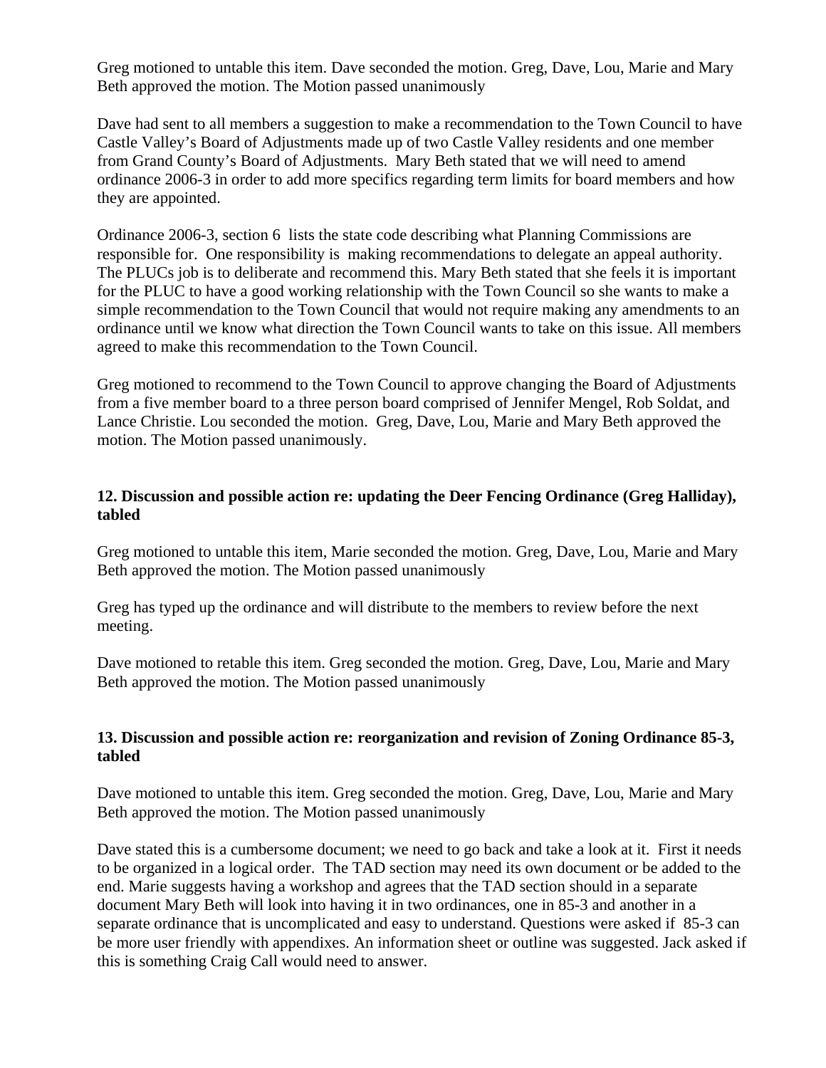Greg motioned to untable this item. Dave seconded the motion. Greg, Dave, Lou, Marie and Mary Beth approved the motion. The Motion passed unanimously

Dave had sent to all members a suggestion to make a recommendation to the Town Council to have Castle Valley's Board of Adjustments made up of two Castle Valley residents and one member from Grand County's Board of Adjustments. Mary Beth stated that we will need to amend ordinance 2006-3 in order to add more specifics regarding term limits for board members and how they are appointed.

Ordinance 2006-3, section 6 lists the state code describing what Planning Commissions are responsible for. One responsibility is making recommendations to delegate an appeal authority. The PLUCs job is to deliberate and recommend this. Mary Beth stated that she feels it is important for the PLUC to have a good working relationship with the Town Council so she wants to make a simple recommendation to the Town Council that would not require making any amendments to an ordinance until we know what direction the Town Council wants to take on this issue. All members agreed to make this recommendation to the Town Council.

Greg motioned to recommend to the Town Council to approve changing the Board of Adjustments from a five member board to a three person board comprised of Jennifer Mengel, Rob Soldat, and Lance Christie. Lou seconded the motion. Greg, Dave, Lou, Marie and Mary Beth approved the motion. The Motion passed unanimously.

**12. Discussion and possible action re: updating the Deer Fencing Ordinance (Greg Halliday), tabled**

Greg motioned to untable this item, Marie seconded the motion. Greg, Dave, Lou, Marie and Mary Beth approved the motion. The Motion passed unanimously

Greg has typed up the ordinance and will distribute to the members to review before the next meeting.

Dave motioned to retable this item. Greg seconded the motion. Greg, Dave, Lou, Marie and Mary Beth approved the motion. The Motion passed unanimously

**13. Discussion and possible action re: reorganization and revision of Zoning Ordinance 85-3, tabled**

Dave motioned to untable this item. Greg seconded the motion. Greg, Dave, Lou, Marie and Mary Beth approved the motion. The Motion passed unanimously

Dave stated this is a cumbersome document; we need to go back and take a look at it. First it needs to be organized in a logical order. The TAD section may need its own document or be added to the end. Marie suggests having a workshop and agrees that the TAD section should in a separate document Mary Beth will look into having it in two ordinances, one in 85-3 and another in a separate ordinance that is uncomplicated and easy to understand. Questions were asked if 85-3 can be more user friendly with appendixes. An information sheet or outline was suggested. Jack asked if this is something Craig Call would need to answer.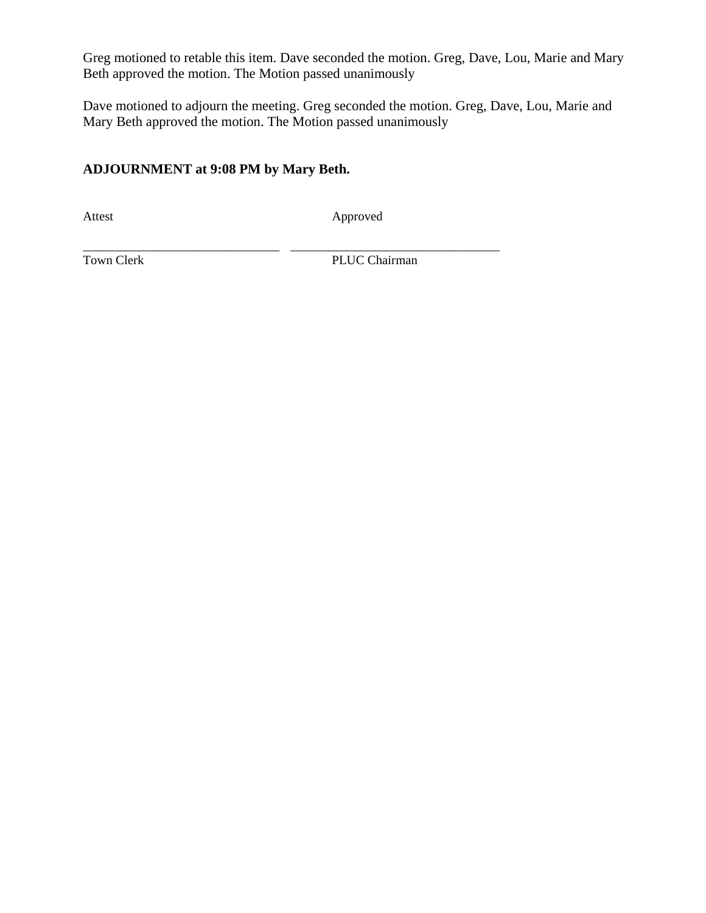Greg motioned to retable this item. Dave seconded the motion. Greg, Dave, Lou, Marie and Mary Beth approved the motion. The Motion passed unanimously

Dave motioned to adjourn the meeting. Greg seconded the motion. Greg, Dave, Lou, Marie and Mary Beth approved the motion. The Motion passed unanimously

**ADJOURNMENT at 9:08 PM by Mary Beth.**

| | |
|---|---|
| Attest | Approved |
| _______________________________ | _________________________________ |
| Town Clerk | PLUC Chairman |